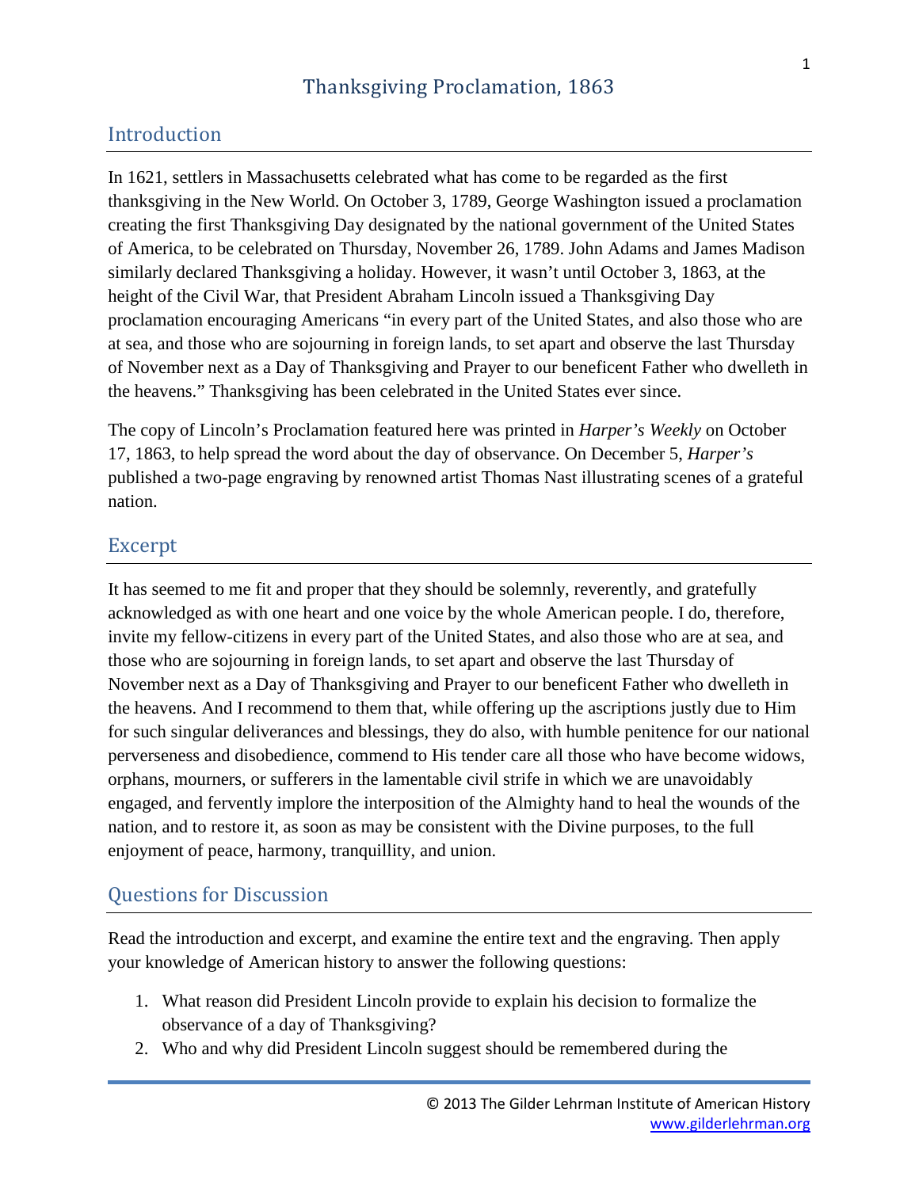# Thanksgiving Proclamation, 1863

## Introduction

In 1621, settlers in Massachusetts celebrated what has come to be regarded as the first thanksgiving in the New World. On October 3, 1789, George Washington issued a proclamation creating the first Thanksgiving Day designated by the national government of the United States of America, to be celebrated on Thursday, November 26, 1789. John Adams and James Madison similarly declared Thanksgiving a holiday. However, it wasn't until October 3, 1863, at the height of the Civil War, that President Abraham Lincoln issued a Thanksgiving Day proclamation encouraging Americans "in every part of the United States, and also those who are at sea, and those who are sojourning in foreign lands, to set apart and observe the last Thursday of November next as a Day of Thanksgiving and Prayer to our beneficent Father who dwelleth in the heavens." Thanksgiving has been celebrated in the United States ever since.

The copy of Lincoln's Proclamation featured here was printed in *Harper's Weekly* on October 17, 1863, to help spread the word about the day of observance. On December 5, *Harper's* published a two-page engraving by renowned artist Thomas Nast illustrating scenes of a grateful nation.

## Excerpt

It has seemed to me fit and proper that they should be solemnly, reverently, and gratefully acknowledged as with one heart and one voice by the whole American people. I do, therefore, invite my fellow-citizens in every part of the United States, and also those who are at sea, and those who are sojourning in foreign lands, to set apart and observe the last Thursday of November next as a Day of Thanksgiving and Prayer to our beneficent Father who dwelleth in the heavens. And I recommend to them that, while offering up the ascriptions justly due to Him for such singular deliverances and blessings, they do also, with humble penitence for our national perverseness and disobedience, commend to His tender care all those who have become widows, orphans, mourners, or sufferers in the lamentable civil strife in which we are unavoidably engaged, and fervently implore the interposition of the Almighty hand to heal the wounds of the nation, and to restore it, as soon as may be consistent with the Divine purposes, to the full enjoyment of peace, harmony, tranquillity, and union.

## Questions for Discussion

Read the introduction and excerpt, and examine the entire text and the engraving. Then apply your knowledge of American history to answer the following questions:

1. What reason did President Lincoln provide to explain his decision to formalize the observance of a day of Thanksgiving?
2. Who and why did President Lincoln suggest should be remembered during the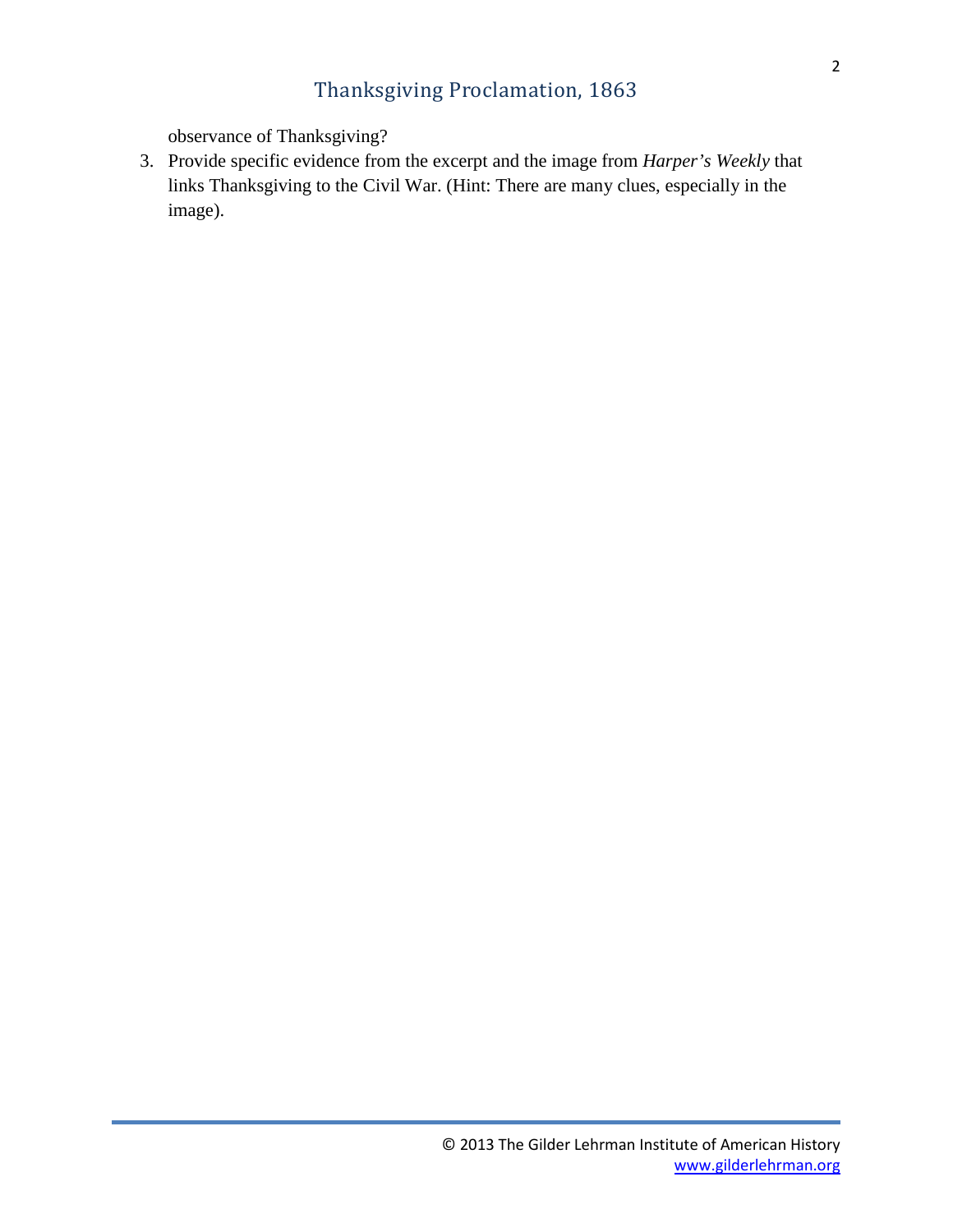observance of Thanksgiving?

3. Provide specific evidence from the excerpt and the image from *Harper's Weekly* that links Thanksgiving to the Civil War. (Hint: There are many clues, especially in the image).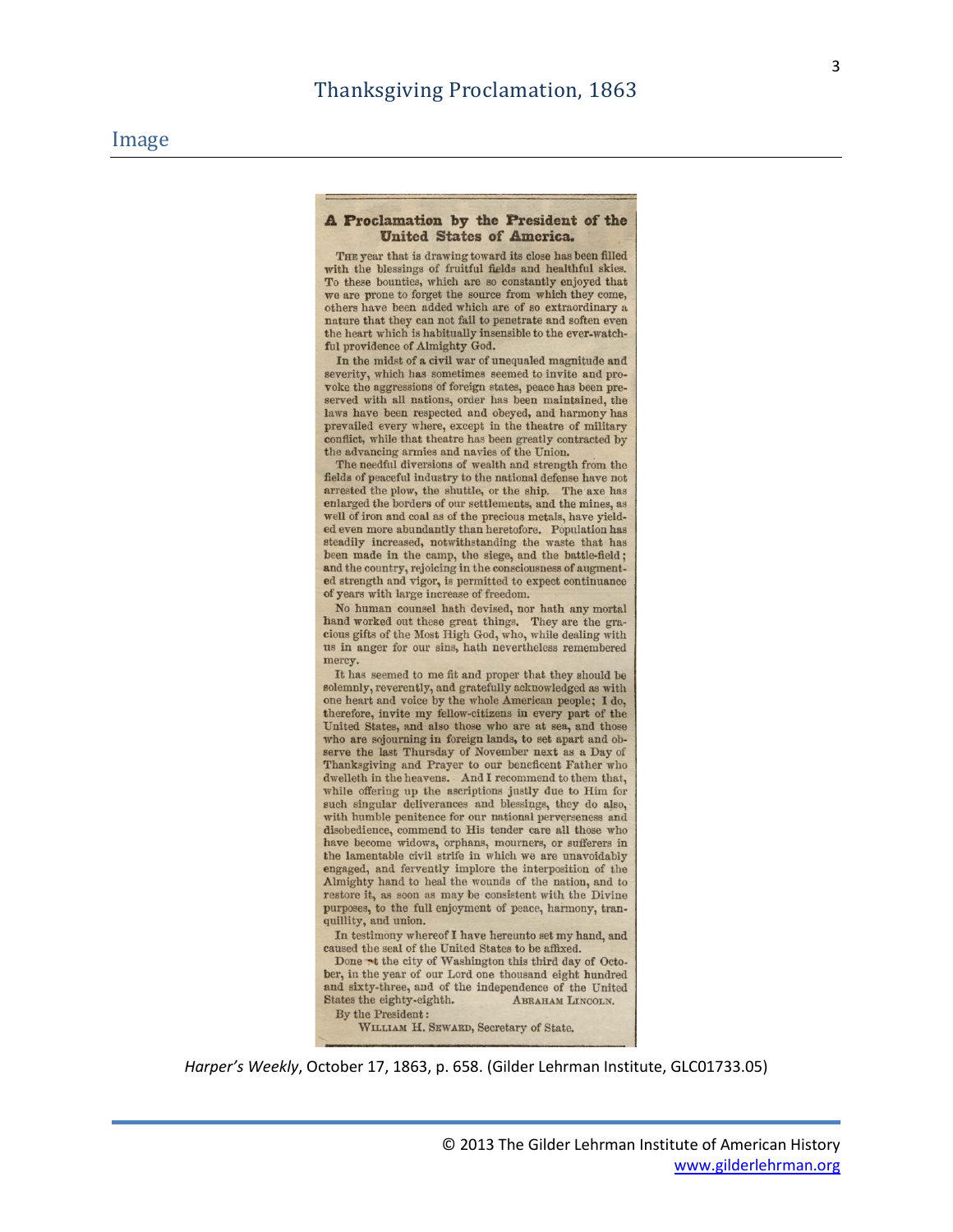# Thanksgiving Proclamation, 1863

## Image

### A Proclamation by the President of the United States of America.

THE year that is drawing toward its close has been filled with the blessings of fruitful fields and healthful skies. To these bounties, which are so constantly enjoyed that we are prone to forget the source from which they come, others have been added which are of so extraordinary a nature that they can not fail to penetrate and soften even the heart which is habitually insensible to the ever-watchful providence of Almighty God.

In the midst of a civil war of unequaled magnitude and severity, which has sometimes seemed to invite and provoke the aggressions of foreign states, peace has been preserved with all nations, order has been maintained, the laws have been respected and obeyed, and harmony has prevailed every where, except in the theatre of military conflict, while that theatre has been greatly contracted by the advancing armies and navies of the Union.

The needful diversions of wealth and strength from the fields of peaceful industry to the national defense have not arrested the plow, the shuttle, or the ship. The axe has enlarged the borders of our settlements, and the mines, as well of iron and coal as of the precious metals, have yielded even more abundantly than heretofore. Population has steadily increased, notwithstanding the waste that has been made in the camp, the siege, and the battle-field; and the country, rejoicing in the consciousness of augmented strength and vigor, is permitted to expect continuance of years with large increase of freedom.

No human counsel hath devised, nor hath any mortal hand worked out these great things. They are the gracious gifts of the Most High God, who, while dealing with us in anger for our sins, hath nevertheless remembered mercy.

It has seemed to me fit and proper that they should be solemnly, reverently, and gratefully acknowledged as with one heart and voice by the whole American people; I do, therefore, invite my fellow-citizens in every part of the United States, and also those who are at sea, and those who are sojourning in foreign lands, to set apart and observe the last Thursday of November next as a Day of Thanksgiving and Prayer to our beneficent Father who dwelleth in the heavens. And I recommend to them that, while offering up the ascriptions justly due to Him for such singular deliverances and blessings, they do also, with humble penitence for our national perverseness and disobedience, commend to His tender care all those who have become widows, orphans, mourners, or sufferers in the lamentable civil strife in which we are unavoidably engaged, and fervently implore the interposition of the Almighty hand to heal the wounds of the nation, and to restore it, as soon as may be consistent with the Divine purposes, to the full enjoyment of peace, harmony, tranquillity, and union.

In testimony whereof I have hereunto set my hand, and caused the seal of the United States to be affixed.

Done at the city of Washington this third day of October, in the year of our Lord one thousand eight hundred and sixty-three, and of the independence of the United States the eighty-eighth. ABRAHAM LINCOLN.

By the President:

WILLIAM H. SEWARD, Secretary of State.

*Harper's Weekly*, October 17, 1863, p. 658. (Gilder Lehrman Institute, GLC01733.05)

© 2013 The Gilder Lehrman Institute of American History
www.gilderlehrman.org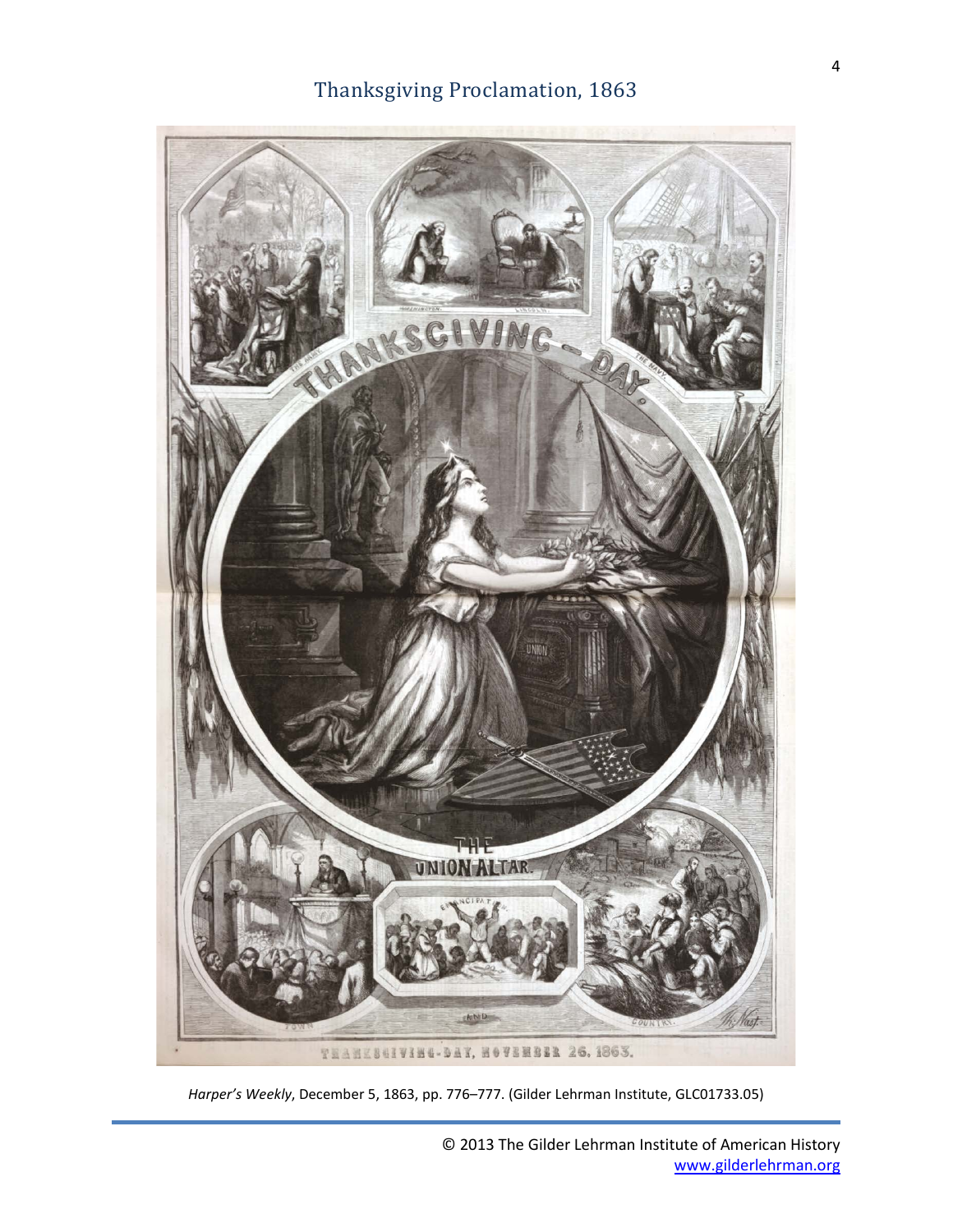# Thanksgiving Proclamation, 1863

*Harper's Weekly*, December 5, 1863, pp. 776–777. (Gilder Lehrman Institute, GLC01733.05)